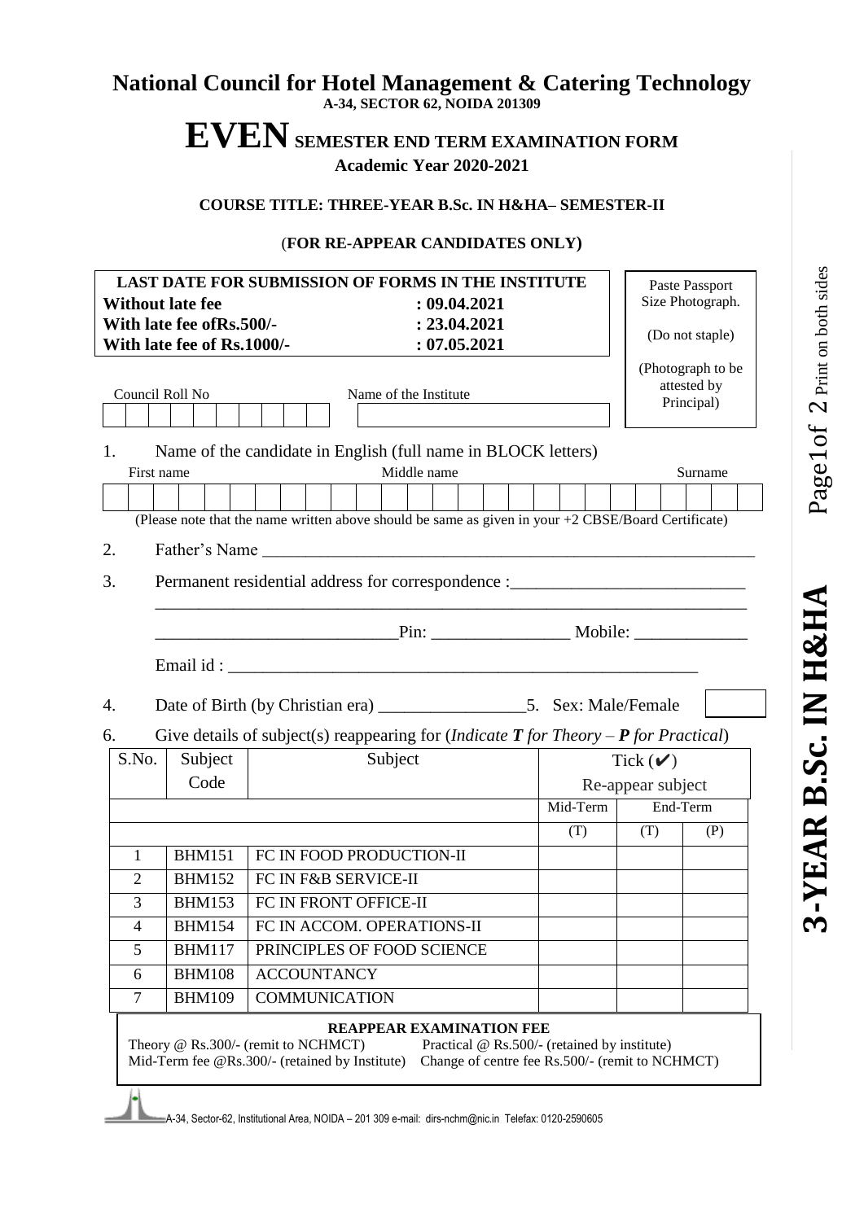# National Council for Hotel Management & Catering Technology

**A-34, SECTOR 62, NOIDA 201309**

# EVEN SEMESTER END TERM EXAMINATION FORM

**Academic Year 2020-2021**

**COURSE TITLE: THREE-YEAR B.Sc. IN H&HA– SEMESTER-II**

(**FOR RE-APPEAR CANDIDATES ONLY)**

| LAST DATE FOR SUBMISSION OF FORMS IN THE INSTITUTE | |
|---|---|
| **Without late fee** | **: 09.04.2021** |
| **With late fee ofRs.500/-** | **: 23.04.2021** |
| **With late fee of Rs.1000/-** | **: 07.05.2021** |

Paste Passport Size Photograph.

(Do not staple)

(Photograph to be attested by Principal)

Council Roll No &nbsp;&nbsp;&nbsp;&nbsp; Name of the Institute

1. Name of the candidate in English (full name in BLOCK letters)

First name &nbsp;&nbsp;&nbsp;&nbsp; Middle name &nbsp;&nbsp;&nbsp;&nbsp; Surname

(Please note that the name written above should be same as given in your +2 CBSE/Board Certificate)

2. Father's Name ____________________________________________________________

3. Permanent residential address for correspondence :___________________________

_____________________________________________________________________

____________________________Pin: ________________ Mobile: _____________

Email id : _______________________________________________________

4. Date of Birth (by Christian era) _________________ 5. Sex: Male/Female

6. Give details of subject(s) reappearing for (*Indicate **T** for Theory – **P** for Practical*)

| S.No. | Subject Code | Subject | Tick (✔) Re-appear subject | | |
|---|---|---|---|---|---|
| | | | Mid-Term | End-Term | |
| | | | (T) | (T) | (P) |
| 1 | BHM151 | FC IN FOOD PRODUCTION-II | | | |
| 2 | BHM152 | FC IN F&B SERVICE-II | | | |
| 3 | BHM153 | FC IN FRONT OFFICE-II | | | |
| 4 | BHM154 | FC IN ACCOM. OPERATIONS-II | | | |
| 5 | BHM117 | PRINCIPLES OF FOOD SCIENCE | | | |
| 6 | BHM108 | ACCOUNTANCY | | | |
| 7 | BHM109 | COMMUNICATION | | | |

**REAPPEAR EXAMINATION FEE**

Theory @ Rs.300/- (remit to NCHMCT) &nbsp;&nbsp; Practical @ Rs.500/- (retained by institute)

Mid-Term fee @Rs.300/- (retained by Institute) &nbsp;&nbsp; Change of centre fee Rs.500/- (remit to NCHMCT)

A-34, Sector-62, Institutional Area, NOIDA – 201 309 e-mail: dirs-nchm@nic.in Telefax: 0120-2590605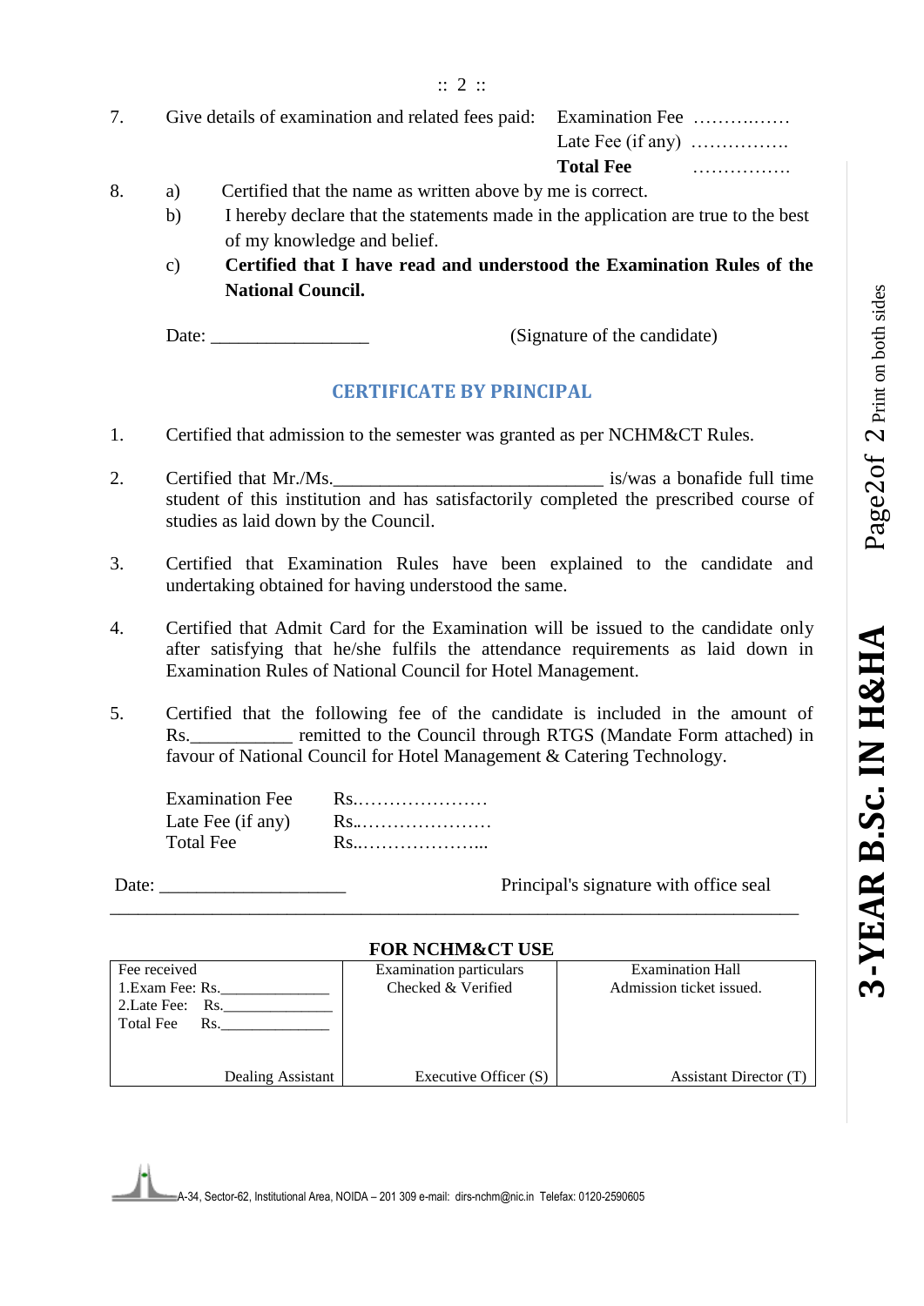7. Give details of examination and related fees paid: Examination Fee ………….…… Late Fee (if any) ……………. **Total Fee** …………….

8. a) Certified that the name as written above by me is correct.
   b) I hereby declare that the statements made in the application are true to the best of my knowledge and belief.
   c) **Certified that I have read and understood the Examination Rules of the National Council.**

Date: _________________ (Signature of the candidate)

## CERTIFICATE BY PRINCIPAL

1. Certified that admission to the semester was granted as per NCHM&CT Rules.

2. Certified that Mr./Ms.____________________________ is/was a bonafide full time student of this institution and has satisfactorily completed the prescribed course of studies as laid down by the Council.

3. Certified that Examination Rules have been explained to the candidate and undertaking obtained for having understood the same.

4. Certified that Admit Card for the Examination will be issued to the candidate only after satisfying that he/she fulfils the attendance requirements as laid down in Examination Rules of National Council for Hotel Management.

5. Certified that the following fee of the candidate is included in the amount of Rs.___________ remitted to the Council through RTGS (Mandate Form attached) in favour of National Council for Hotel Management & Catering Technology.

   Examination Fee Rs.…………………
   Late Fee (if any) Rs..…………………
   Total Fee Rs..………………...

Date: ____________________ Principal's signature with office seal

### FOR NCHM&CT USE

| Fee received<br>1.Exam Fee: Rs.______________<br>2.Late Fee: Rs.______________<br>Total Fee Rs.______________<br><br>Dealing Assistant | Examination particulars<br>Checked & Verified<br><br>Executive Officer (S) | Examination Hall<br>Admission ticket issued.<br><br>Assistant Director (T) |
|---|---|---|

A-34, Sector-62, Institutional Area, NOIDA – 201 309 e-mail: dirs-nchm@nic.in Telefax: 0120-2590605